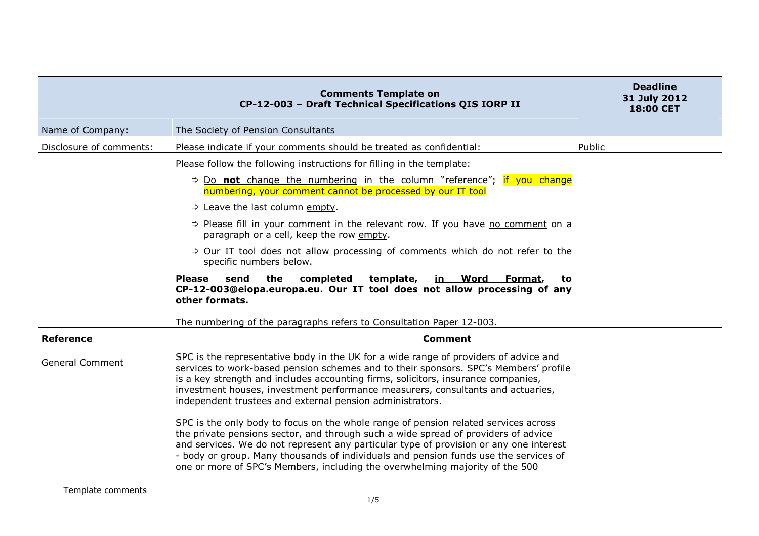| Comments Template on CP-12-003 – Draft Technical Specifications QIS IORP II | | Deadline 31 July 2012 18:00 CET |
|---|---|---|
| Name of Company: | The Society of Pension Consultants | |
| Disclosure of comments: | Please indicate if your comments should be treated as confidential: | Public |
| | Please follow the following instructions for filling in the template:<br>⇨ Do **not** change the numbering in the column "reference"; if you change numbering, your comment cannot be processed by our IT tool<br>⇨ Leave the last column empty.<br>⇨ Please fill in your comment in the relevant row. If you have no comment on a paragraph or a cell, keep the row empty.<br>⇨ Our IT tool does not allow processing of comments which do not refer to the specific numbers below.<br>**Please send the completed template, in Word Format, to CP-12-003@eiopa.europa.eu. Our IT tool does not allow processing of any other formats.**<br>The numbering of the paragraphs refers to Consultation Paper 12-003. | |
| **Reference** | **Comment** | |
| General Comment | SPC is the representative body in the UK for a wide range of providers of advice and services to work-based pension schemes and to their sponsors. SPC's Members' profile is a key strength and includes accounting firms, solicitors, insurance companies, investment houses, investment performance measurers, consultants and actuaries, independent trustees and external pension administrators.<br><br>SPC is the only body to focus on the whole range of pension related services across the private pensions sector, and through such a wide spread of providers of advice and services. We do not represent any particular type of provision or any one interest - body or group. Many thousands of individuals and pension funds use the services of one or more of SPC's Members, including the overwhelming majority of the 500 | |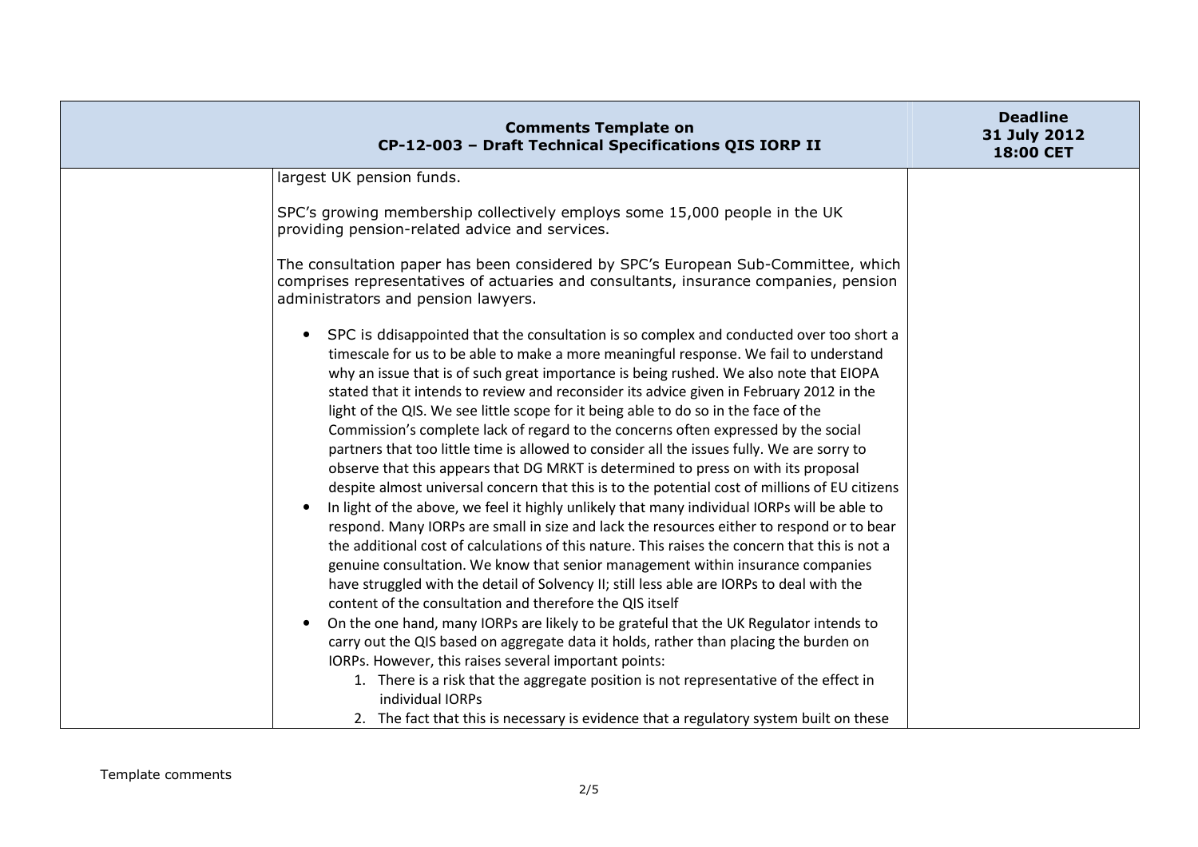| Comments Template on CP-12-003 – Draft Technical Specifications QIS IORP II | | Deadline 31 July 2012 18:00 CET |
|---|---|---|
| | largest UK pension funds.<br><br>SPC's growing membership collectively employs some 15,000 people in the UK providing pension-related advice and services.<br><br>The consultation paper has been considered by SPC's European Sub-Committee, which comprises representatives of actuaries and consultants, insurance companies, pension administrators and pension lawyers.<br><br>• SPC is ddisappointed that the consultation is so complex and conducted over too short a timescale for us to be able to make a more meaningful response. We fail to understand why an issue that is of such great importance is being rushed. We also note that EIOPA stated that it intends to review and reconsider its advice given in February 2012 in the light of the QIS. We see little scope for it being able to do so in the face of the Commission's complete lack of regard to the concerns often expressed by the social partners that too little time is allowed to consider all the issues fully. We are sorry to observe that this appears that DG MRKT is determined to press on with its proposal despite almost universal concern that this is to the potential cost of millions of EU citizens<br>• In light of the above, we feel it highly unlikely that many individual IORPs will be able to respond. Many IORPs are small in size and lack the resources either to respond or to bear the additional cost of calculations of this nature. This raises the concern that this is not a genuine consultation. We know that senior management within insurance companies have struggled with the detail of Solvency II; still less able are IORPs to deal with the content of the consultation and therefore the QIS itself<br>• On the one hand, many IORPs are likely to be grateful that the UK Regulator intends to carry out the QIS based on aggregate data it holds, rather than placing the burden on IORPs. However, this raises several important points:<br>1. There is a risk that the aggregate position is not representative of the effect in individual IORPs<br>2. The fact that this is necessary is evidence that a regulatory system built on these | |

Template comments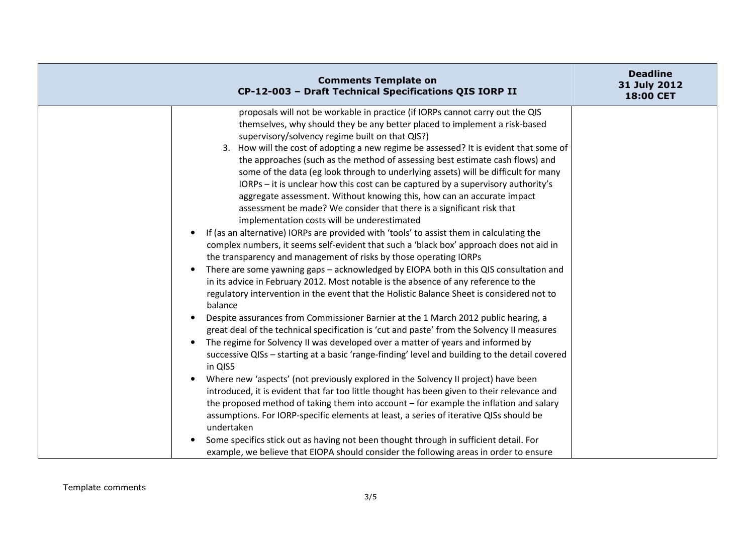| Comments Template on CP-12-003 – Draft Technical Specifications QIS IORP II | | Deadline 31 July 2012 18:00 CET |
|---|---|---|
| | proposals will not be workable in practice (if IORPs cannot carry out the QIS themselves, why should they be any better placed to implement a risk-based supervisory/solvency regime built on that QIS?)<br>3. How will the cost of adopting a new regime be assessed? It is evident that some of the approaches (such as the method of assessing best estimate cash flows) and some of the data (eg look through to underlying assets) will be difficult for many IORPs – it is unclear how this cost can be captured by a supervisory authority's aggregate assessment. Without knowing this, how can an accurate impact assessment be made? We consider that there is a significant risk that implementation costs will be underestimated<br>• If (as an alternative) IORPs are provided with 'tools' to assist them in calculating the complex numbers, it seems self-evident that such a 'black box' approach does not aid in the transparency and management of risks by those operating IORPs<br>• There are some yawning gaps – acknowledged by EIOPA both in this QIS consultation and in its advice in February 2012. Most notable is the absence of any reference to the regulatory intervention in the event that the Holistic Balance Sheet is considered not to balance<br>• Despite assurances from Commissioner Barnier at the 1 March 2012 public hearing, a great deal of the technical specification is 'cut and paste' from the Solvency II measures<br>• The regime for Solvency II was developed over a matter of years and informed by successive QISs – starting at a basic 'range-finding' level and building to the detail covered in QIS5<br>• Where new 'aspects' (not previously explored in the Solvency II project) have been introduced, it is evident that far too little thought has been given to their relevance and the proposed method of taking them into account – for example the inflation and salary assumptions. For IORP-specific elements at least, a series of iterative QISs should be undertaken<br>• Some specifics stick out as having not been thought through in sufficient detail. For example, we believe that EIOPA should consider the following areas in order to ensure | |

Template comments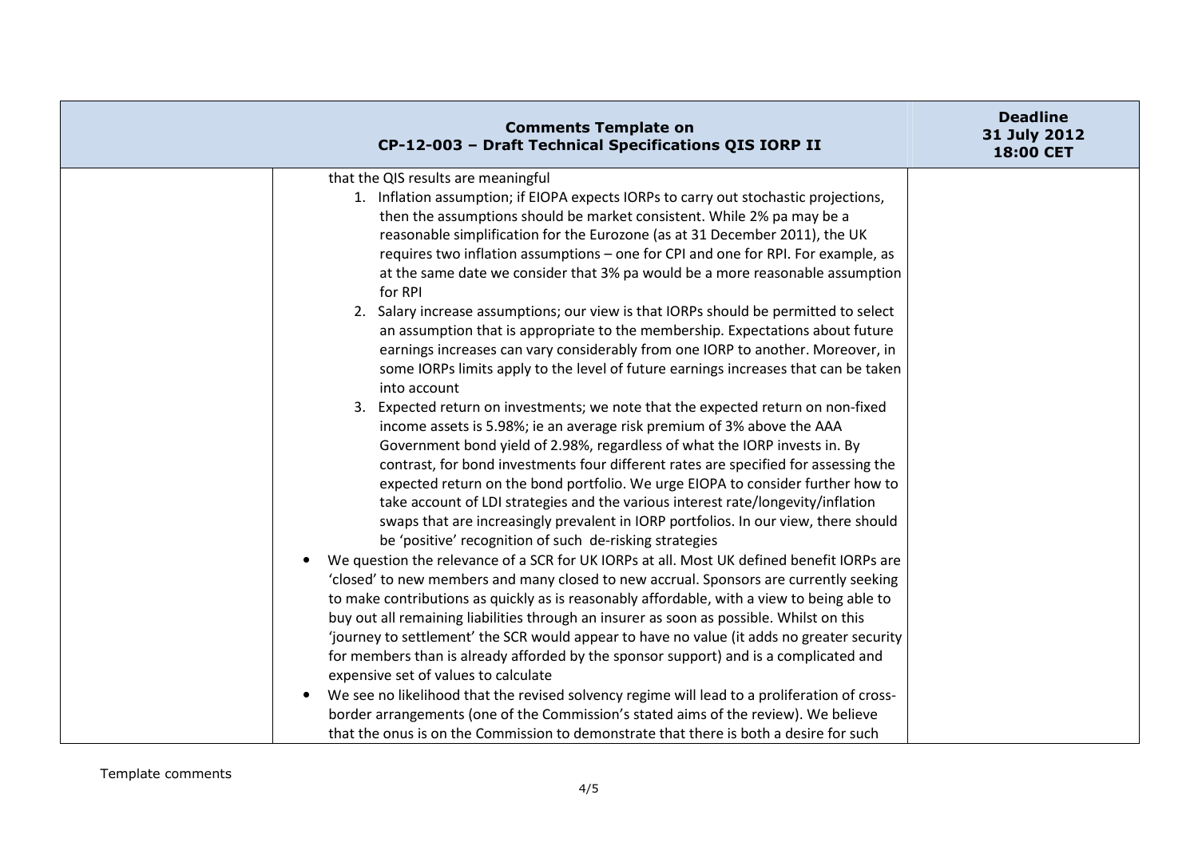| | | |
|---|---|---|
| | that the QIS results are meaningful<br>1. Inflation assumption; if EIOPA expects IORPs to carry out stochastic projections, then the assumptions should be market consistent. While 2% pa may be a reasonable simplification for the Eurozone (as at 31 December 2011), the UK requires two inflation assumptions – one for CPI and one for RPI. For example, as at the same date we consider that 3% pa would be a more reasonable assumption for RPI<br>2. Salary increase assumptions; our view is that IORPs should be permitted to select an assumption that is appropriate to the membership. Expectations about future earnings increases can vary considerably from one IORP to another. Moreover, in some IORPs limits apply to the level of future earnings increases that can be taken into account<br>3. Expected return on investments; we note that the expected return on non-fixed income assets is 5.98%; ie an average risk premium of 3% above the AAA Government bond yield of 2.98%, regardless of what the IORP invests in. By contrast, for bond investments four different rates are specified for assessing the expected return on the bond portfolio. We urge EIOPA to consider further how to take account of LDI strategies and the various interest rate/longevity/inflation swaps that are increasingly prevalent in IORP portfolios. In our view, there should be 'positive' recognition of such de-risking strategies<br>• We question the relevance of a SCR for UK IORPs at all. Most UK defined benefit IORPs are 'closed' to new members and many closed to new accrual. Sponsors are currently seeking to make contributions as quickly as is reasonably affordable, with a view to being able to buy out all remaining liabilities through an insurer as soon as possible. Whilst on this 'journey to settlement' the SCR would appear to have no value (it adds no greater security for members than is already afforded by the sponsor support) and is a complicated and expensive set of values to calculate<br>• We see no likelihood that the revised solvency regime will lead to a proliferation of cross-border arrangements (one of the Commission's stated aims of the review). We believe that the onus is on the Commission to demonstrate that there is both a desire for such | |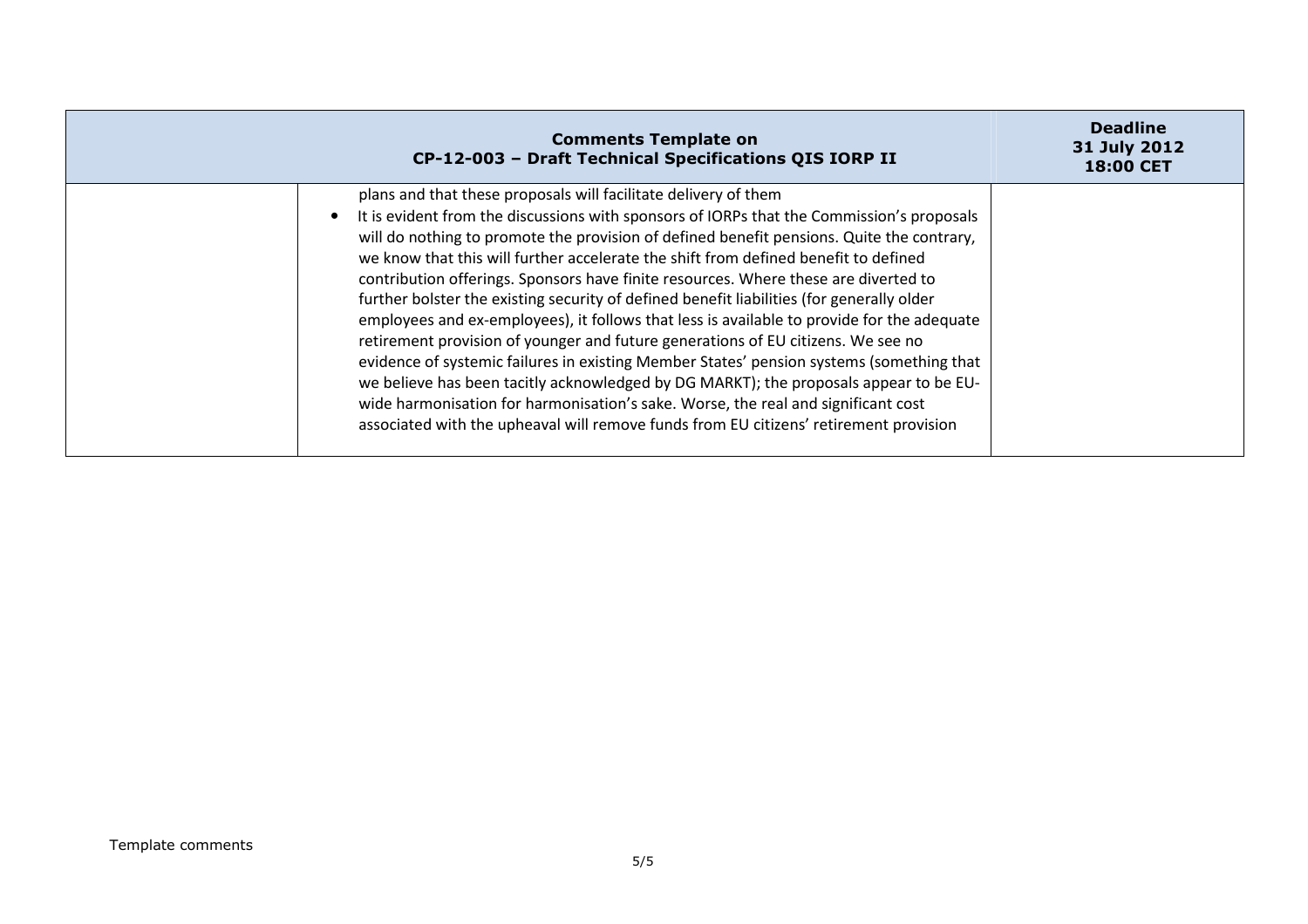| Comments Template on CP-12-003 – Draft Technical Specifications QIS IORP II | | Deadline 31 July 2012 18:00 CET |
|---|---|---|
| | plans and that these proposals will facilitate delivery of them<br>• It is evident from the discussions with sponsors of IORPs that the Commission's proposals will do nothing to promote the provision of defined benefit pensions. Quite the contrary, we know that this will further accelerate the shift from defined benefit to defined contribution offerings. Sponsors have finite resources. Where these are diverted to further bolster the existing security of defined benefit liabilities (for generally older employees and ex-employees), it follows that less is available to provide for the adequate retirement provision of younger and future generations of EU citizens. We see no evidence of systemic failures in existing Member States' pension systems (something that we believe has been tacitly acknowledged by DG MARKT); the proposals appear to be EU-wide harmonisation for harmonisation's sake. Worse, the real and significant cost associated with the upheaval will remove funds from EU citizens' retirement provision | |

Template comments